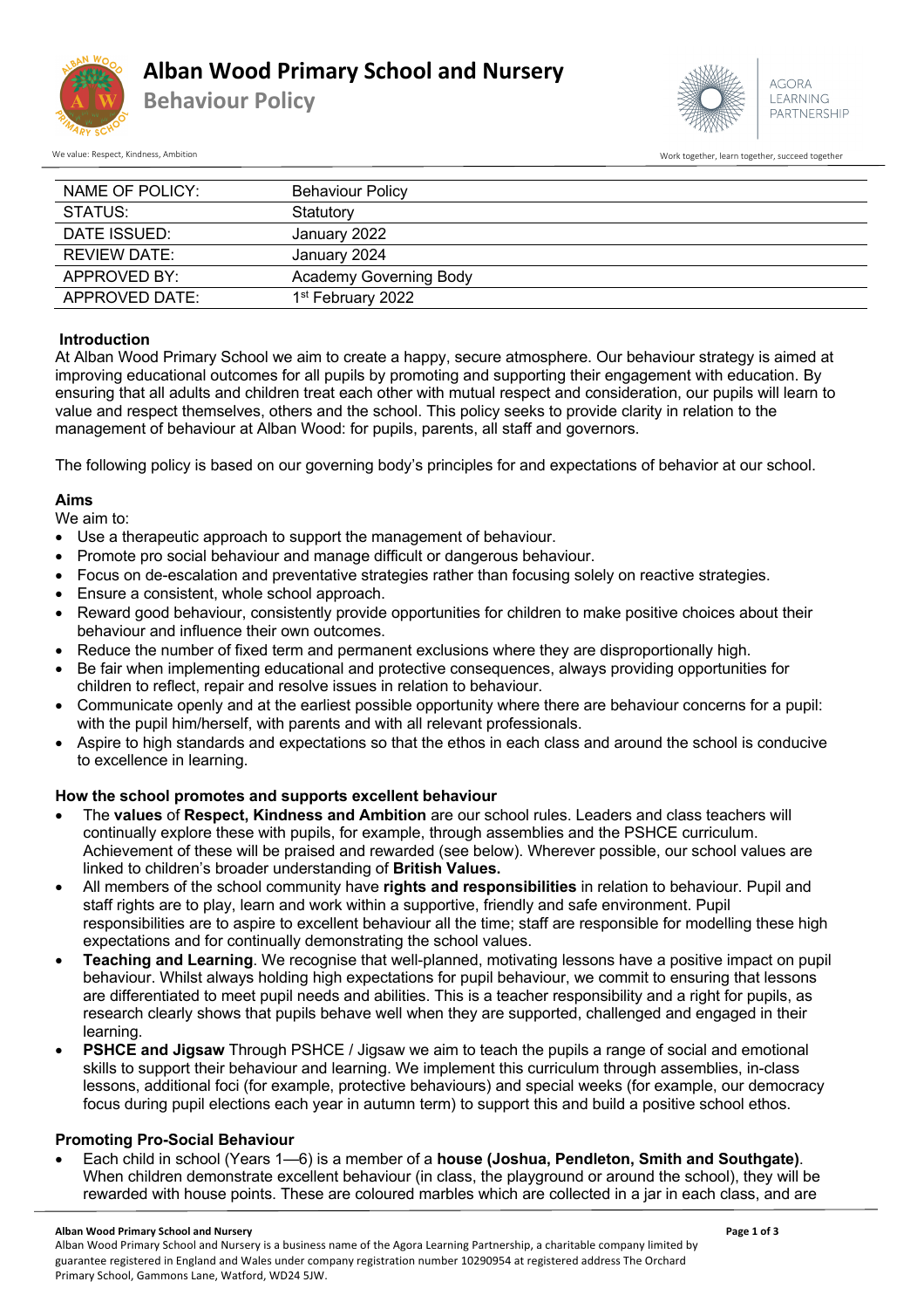# Alban Wood Primary School and Nursery

## Behaviour Policy

We value: Respect, Kindness, Ambition

AGORA LEARNING PARTNERSHIP

Work together, learn together, succeed together

| NAME OF POLICY: | Behaviour Policy |
|---|---|
| STATUS: | Statutory |
| DATE ISSUED: | January 2022 |
| REVIEW DATE: | January 2024 |
| APPROVED BY: | Academy Governing Body |
| APPROVED DATE: | 1st February 2022 |

### Introduction

At Alban Wood Primary School we aim to create a happy, secure atmosphere. Our behaviour strategy is aimed at improving educational outcomes for all pupils by promoting and supporting their engagement with education. By ensuring that all adults and children treat each other with mutual respect and consideration, our pupils will learn to value and respect themselves, others and the school. This policy seeks to provide clarity in relation to the management of behaviour at Alban Wood: for pupils, parents, all staff and governors.

The following policy is based on our governing body's principles for and expectations of behavior at our school.

### Aims

We aim to:

- Use a therapeutic approach to support the management of behaviour.
- Promote pro social behaviour and manage difficult or dangerous behaviour.
- Focus on de-escalation and preventative strategies rather than focusing solely on reactive strategies.
- Ensure a consistent, whole school approach.
- Reward good behaviour, consistently provide opportunities for children to make positive choices about their behaviour and influence their own outcomes.
- Reduce the number of fixed term and permanent exclusions where they are disproportionally high.
- Be fair when implementing educational and protective consequences, always providing opportunities for children to reflect, repair and resolve issues in relation to behaviour.
- Communicate openly and at the earliest possible opportunity where there are behaviour concerns for a pupil: with the pupil him/herself, with parents and with all relevant professionals.
- Aspire to high standards and expectations so that the ethos in each class and around the school is conducive to excellence in learning.

### How the school promotes and supports excellent behaviour

- The **values** of **Respect, Kindness and Ambition** are our school rules. Leaders and class teachers will continually explore these with pupils, for example, through assemblies and the PSHCE curriculum. Achievement of these will be praised and rewarded (see below). Wherever possible, our school values are linked to children's broader understanding of **British Values.**
- All members of the school community have **rights and responsibilities** in relation to behaviour. Pupil and staff rights are to play, learn and work within a supportive, friendly and safe environment. Pupil responsibilities are to aspire to excellent behaviour all the time; staff are responsible for modelling these high expectations and for continually demonstrating the school values.
- **Teaching and Learning**. We recognise that well-planned, motivating lessons have a positive impact on pupil behaviour. Whilst always holding high expectations for pupil behaviour, we commit to ensuring that lessons are differentiated to meet pupil needs and abilities. This is a teacher responsibility and a right for pupils, as research clearly shows that pupils behave well when they are supported, challenged and engaged in their learning.
- **PSHCE and Jigsaw** Through PSHCE / Jigsaw we aim to teach the pupils a range of social and emotional skills to support their behaviour and learning. We implement this curriculum through assemblies, in-class lessons, additional foci (for example, protective behaviours) and special weeks (for example, our democracy focus during pupil elections each year in autumn term) to support this and build a positive school ethos.

### Promoting Pro-Social Behaviour

- Each child in school (Years 1—6) is a member of a **house (Joshua, Pendleton, Smith and Southgate)**. When children demonstrate excellent behaviour (in class, the playground or around the school), they will be rewarded with house points. These are coloured marbles which are collected in a jar in each class, and are

**Alban Wood Primary School and Nursery**

Alban Wood Primary School and Nursery is a business name of the Agora Learning Partnership, a charitable company limited by guarantee registered in England and Wales under company registration number 10290954 at registered address The Orchard Primary School, Gammons Lane, Watford, WD24 5JW.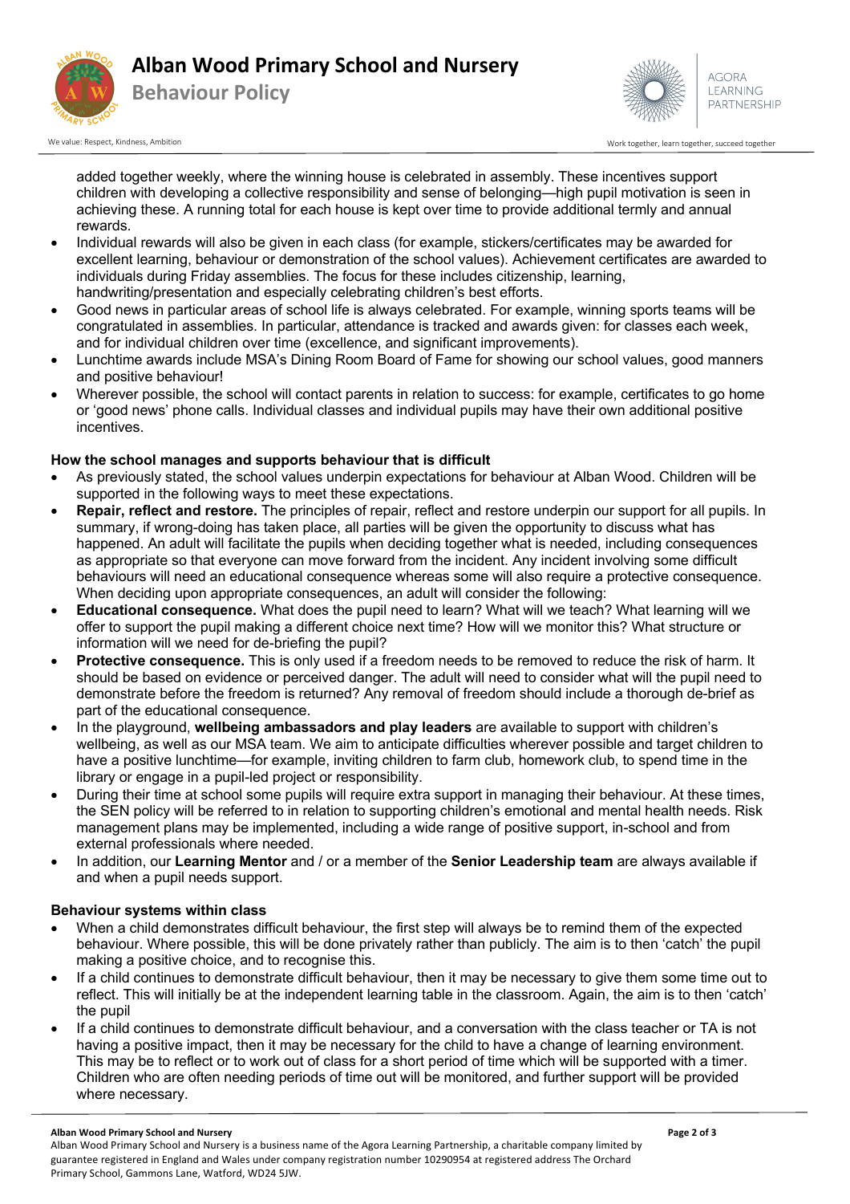added together weekly, where the winning house is celebrated in assembly. These incentives support children with developing a collective responsibility and sense of belonging—high pupil motivation is seen in achieving these. A running total for each house is kept over time to provide additional termly and annual rewards.

- Individual rewards will also be given in each class (for example, stickers/certificates may be awarded for excellent learning, behaviour or demonstration of the school values). Achievement certificates are awarded to individuals during Friday assemblies. The focus for these includes citizenship, learning, handwriting/presentation and especially celebrating children's best efforts.
- Good news in particular areas of school life is always celebrated. For example, winning sports teams will be congratulated in assemblies. In particular, attendance is tracked and awards given: for classes each week, and for individual children over time (excellence, and significant improvements).
- Lunchtime awards include MSA's Dining Room Board of Fame for showing our school values, good manners and positive behaviour!
- Wherever possible, the school will contact parents in relation to success: for example, certificates to go home or 'good news' phone calls. Individual classes and individual pupils may have their own additional positive incentives.

**How the school manages and supports behaviour that is difficult**

- As previously stated, the school values underpin expectations for behaviour at Alban Wood. Children will be supported in the following ways to meet these expectations.
- **Repair, reflect and restore.** The principles of repair, reflect and restore underpin our support for all pupils. In summary, if wrong-doing has taken place, all parties will be given the opportunity to discuss what has happened. An adult will facilitate the pupils when deciding together what is needed, including consequences as appropriate so that everyone can move forward from the incident. Any incident involving some difficult behaviours will need an educational consequence whereas some will also require a protective consequence. When deciding upon appropriate consequences, an adult will consider the following:
- **Educational consequence.** What does the pupil need to learn? What will we teach? What learning will we offer to support the pupil making a different choice next time? How will we monitor this? What structure or information will we need for de-briefing the pupil?
- **Protective consequence.** This is only used if a freedom needs to be removed to reduce the risk of harm. It should be based on evidence or perceived danger. The adult will need to consider what will the pupil need to demonstrate before the freedom is returned? Any removal of freedom should include a thorough de-brief as part of the educational consequence.
- In the playground, **wellbeing ambassadors and play leaders** are available to support with children's wellbeing, as well as our MSA team. We aim to anticipate difficulties wherever possible and target children to have a positive lunchtime—for example, inviting children to farm club, homework club, to spend time in the library or engage in a pupil-led project or responsibility.
- During their time at school some pupils will require extra support in managing their behaviour. At these times, the SEN policy will be referred to in relation to supporting children's emotional and mental health needs. Risk management plans may be implemented, including a wide range of positive support, in-school and from external professionals where needed.
- In addition, our **Learning Mentor** and / or a member of the **Senior Leadership team** are always available if and when a pupil needs support.

**Behaviour systems within class**

- When a child demonstrates difficult behaviour, the first step will always be to remind them of the expected behaviour. Where possible, this will be done privately rather than publicly. The aim is to then 'catch' the pupil making a positive choice, and to recognise this.
- If a child continues to demonstrate difficult behaviour, then it may be necessary to give them some time out to reflect. This will initially be at the independent learning table in the classroom. Again, the aim is to then 'catch' the pupil
- If a child continues to demonstrate difficult behaviour, and a conversation with the class teacher or TA is not having a positive impact, then it may be necessary for the child to have a change of learning environment. This may be to reflect or to work out of class for a short period of time which will be supported with a timer. Children who are often needing periods of time out will be monitored, and further support will be provided where necessary.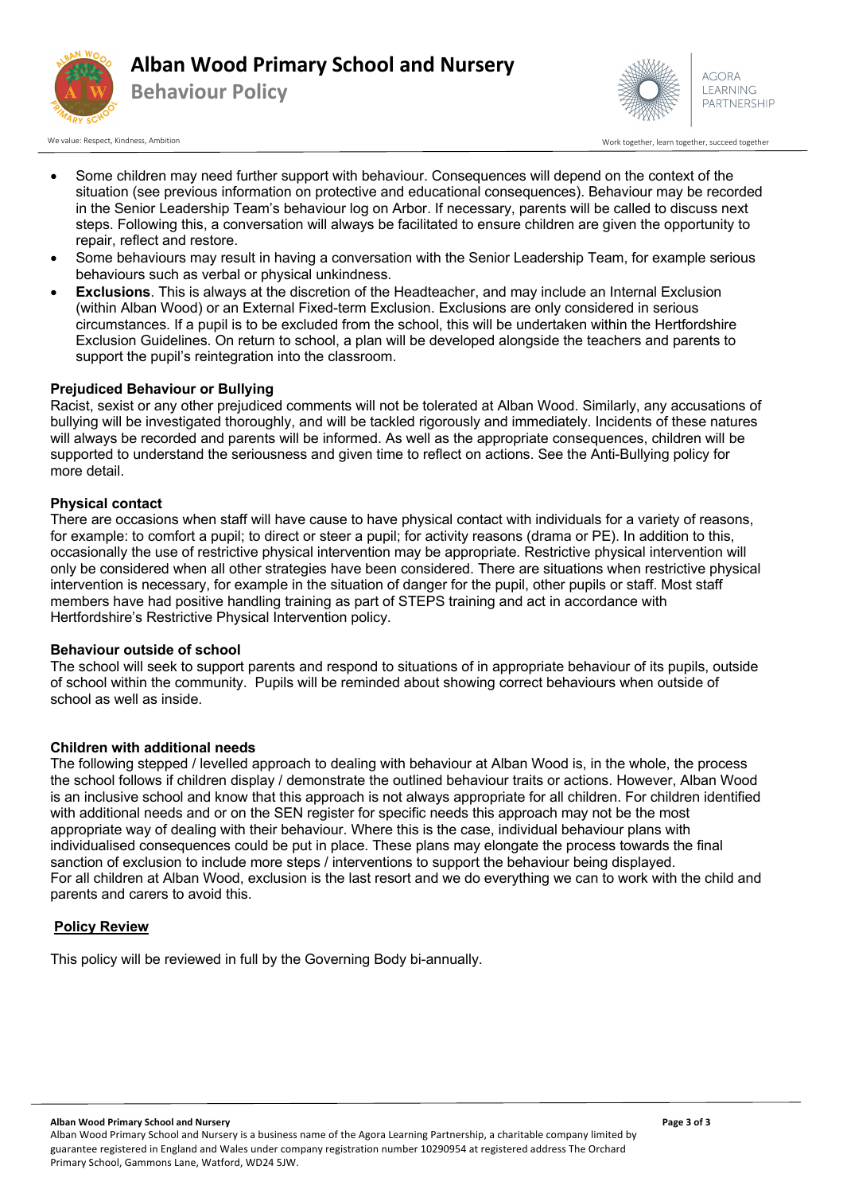- Some children may need further support with behaviour. Consequences will depend on the context of the situation (see previous information on protective and educational consequences). Behaviour may be recorded in the Senior Leadership Team's behaviour log on Arbor. If necessary, parents will be called to discuss next steps. Following this, a conversation will always be facilitated to ensure children are given the opportunity to repair, reflect and restore.
- Some behaviours may result in having a conversation with the Senior Leadership Team, for example serious behaviours such as verbal or physical unkindness.
- **Exclusions**. This is always at the discretion of the Headteacher, and may include an Internal Exclusion (within Alban Wood) or an External Fixed-term Exclusion. Exclusions are only considered in serious circumstances. If a pupil is to be excluded from the school, this will be undertaken within the Hertfordshire Exclusion Guidelines. On return to school, a plan will be developed alongside the teachers and parents to support the pupil's reintegration into the classroom.

**Prejudiced Behaviour or Bullying**

Racist, sexist or any other prejudiced comments will not be tolerated at Alban Wood. Similarly, any accusations of bullying will be investigated thoroughly, and will be tackled rigorously and immediately. Incidents of these natures will always be recorded and parents will be informed. As well as the appropriate consequences, children will be supported to understand the seriousness and given time to reflect on actions. See the Anti-Bullying policy for more detail.

**Physical contact**

There are occasions when staff will have cause to have physical contact with individuals for a variety of reasons, for example: to comfort a pupil; to direct or steer a pupil; for activity reasons (drama or PE). In addition to this, occasionally the use of restrictive physical intervention may be appropriate. Restrictive physical intervention will only be considered when all other strategies have been considered. There are situations when restrictive physical intervention is necessary, for example in the situation of danger for the pupil, other pupils or staff. Most staff members have had positive handling training as part of STEPS training and act in accordance with Hertfordshire's Restrictive Physical Intervention policy.

**Behaviour outside of school**

The school will seek to support parents and respond to situations of in appropriate behaviour of its pupils, outside of school within the community. Pupils will be reminded about showing correct behaviours when outside of school as well as inside.

**Children with additional needs**

The following stepped / levelled approach to dealing with behaviour at Alban Wood is, in the whole, the process the school follows if children display / demonstrate the outlined behaviour traits or actions. However, Alban Wood is an inclusive school and know that this approach is not always appropriate for all children. For children identified with additional needs and or on the SEN register for specific needs this approach may not be the most appropriate way of dealing with their behaviour. Where this is the case, individual behaviour plans with individualised consequences could be put in place. These plans may elongate the process towards the final sanction of exclusion to include more steps / interventions to support the behaviour being displayed.
For all children at Alban Wood, exclusion is the last resort and we do everything we can to work with the child and parents and carers to avoid this.

**Policy Review**

This policy will be reviewed in full by the Governing Body bi-annually.